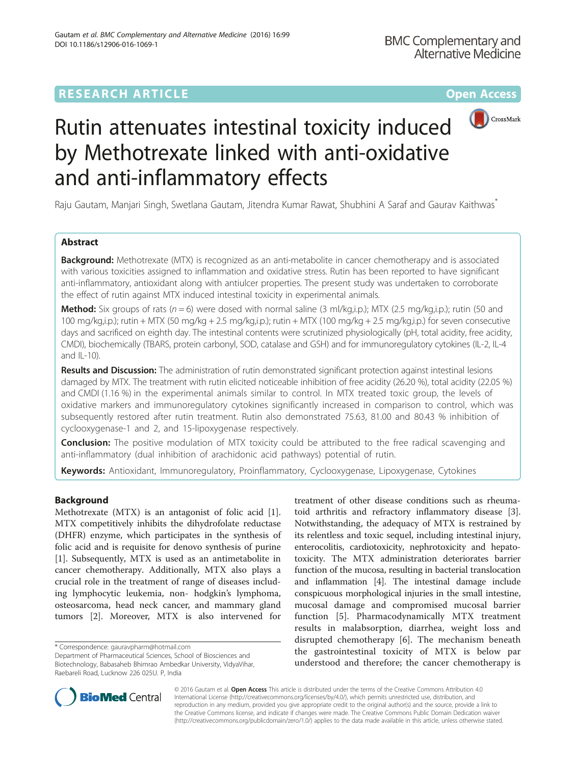## RESEARCH ARTICLE

**Open Access**

# Rutin attenuates intestinal toxicity induced by Methotrexate linked with anti-oxidative and anti-inflammatory effects

Raju Gautam, Manjari Singh, Swetlana Gautam, Jitendra Kumar Rawat, Shubhini A Saraf and Gaurav Kaithwas*

## Abstract

**Background:** Methotrexate (MTX) is recognized as an anti-metabolite in cancer chemotherapy and is associated with various toxicities assigned to inflammation and oxidative stress. Rutin has been reported to have significant anti-inflammatory, antioxidant along with antiulcer properties. The present study was undertaken to corroborate the effect of rutin against MTX induced intestinal toxicity in experimental animals.

**Method:** Six groups of rats ($n = 6$) were dosed with normal saline (3 ml/kg,i.p.); MTX (2.5 mg/kg,i.p.); rutin (50 and 100 mg/kg,i.p.); rutin + MTX (50 mg/kg + 2.5 mg/kg,i.p.); rutin + MTX (100 mg/kg + 2.5 mg/kg,i.p.) for seven consecutive days and sacrificed on eighth day. The intestinal contents were scrutinized physiologically (pH, total acidity, free acidity, CMDI), biochemically (TBARS, protein carbonyl, SOD, catalase and GSH) and for immunoregulatory cytokines (IL-2, IL-4 and IL-10).

**Results and Discussion:** The administration of rutin demonstrated significant protection against intestinal lesions damaged by MTX. The treatment with rutin elicited noticeable inhibition of free acidity (26.20 %), total acidity (22.05 %) and CMDI (1.16 %) in the experimental animals similar to control. In MTX treated toxic group, the levels of oxidative markers and immunoregulatory cytokines significantly increased in comparison to control, which was subsequently restored after rutin treatment. Rutin also demonstrated 75.63, 81.00 and 80.43 % inhibition of cyclooxygenase-1 and 2, and 15-lipoxygenase respectively.

**Conclusion:** The positive modulation of MTX toxicity could be attributed to the free radical scavenging and anti-inflammatory (dual inhibition of arachidonic acid pathways) potential of rutin.

**Keywords:** Antioxidant, Immunoregulatory, Proinflammatory, Cyclooxygenase, Lipoxygenase, Cytokines

## Background

Methotrexate (MTX) is an antagonist of folic acid [1]. MTX competitively inhibits the dihydrofolate reductase (DHFR) enzyme, which participates in the synthesis of folic acid and is requisite for denovo synthesis of purine [1]. Subsequently, MTX is used as an antimetabolite in cancer chemotherapy. Additionally, MTX also plays a crucial role in the treatment of range of diseases including lymphocytic leukemia, non- hodgkin's lymphoma, osteosarcoma, head neck cancer, and mammary gland tumors [2]. Moreover, MTX is also intervened for treatment of other disease conditions such as rheumatoid arthritis and refractory inflammatory disease [3]. Notwithstanding, the adequacy of MTX is restrained by its relentless and toxic sequel, including intestinal injury, enterocolitis, cardiotoxicity, nephrotoxicity and hepatotoxicity. The MTX administration deteriorates barrier function of the mucosa, resulting in bacterial translocation and inflammation [4]. The intestinal damage include conspicuous morphological injuries in the small intestine, mucosal damage and compromised mucosal barrier function [5]. Pharmacodynamically MTX treatment results in malabsorption, diarrhea, weight loss and disrupted chemotherapy [6]. The mechanism beneath the gastrointestinal toxicity of MTX is below par understood and therefore; the cancer chemotherapy is

* Correspondence: gauravpharm@hotmail.com
Department of Pharmaceutical Sciences, School of Biosciences and Biotechnology, Babasaheb Bhimrao Ambedkar University, VidyaVihar, Raebareli Road, Lucknow 226 025U. P, India

© 2016 Gautam et al. **Open Access** This article is distributed under the terms of the Creative Commons Attribution 4.0 International License (http://creativecommons.org/licenses/by/4.0/), which permits unrestricted use, distribution, and reproduction in any medium, provided you give appropriate credit to the original author(s) and the source, provide a link to the Creative Commons license, and indicate if changes were made. The Creative Commons Public Domain Dedication waiver (http://creativecommons.org/publicdomain/zero/1.0/) applies to the data made available in this article, unless otherwise stated.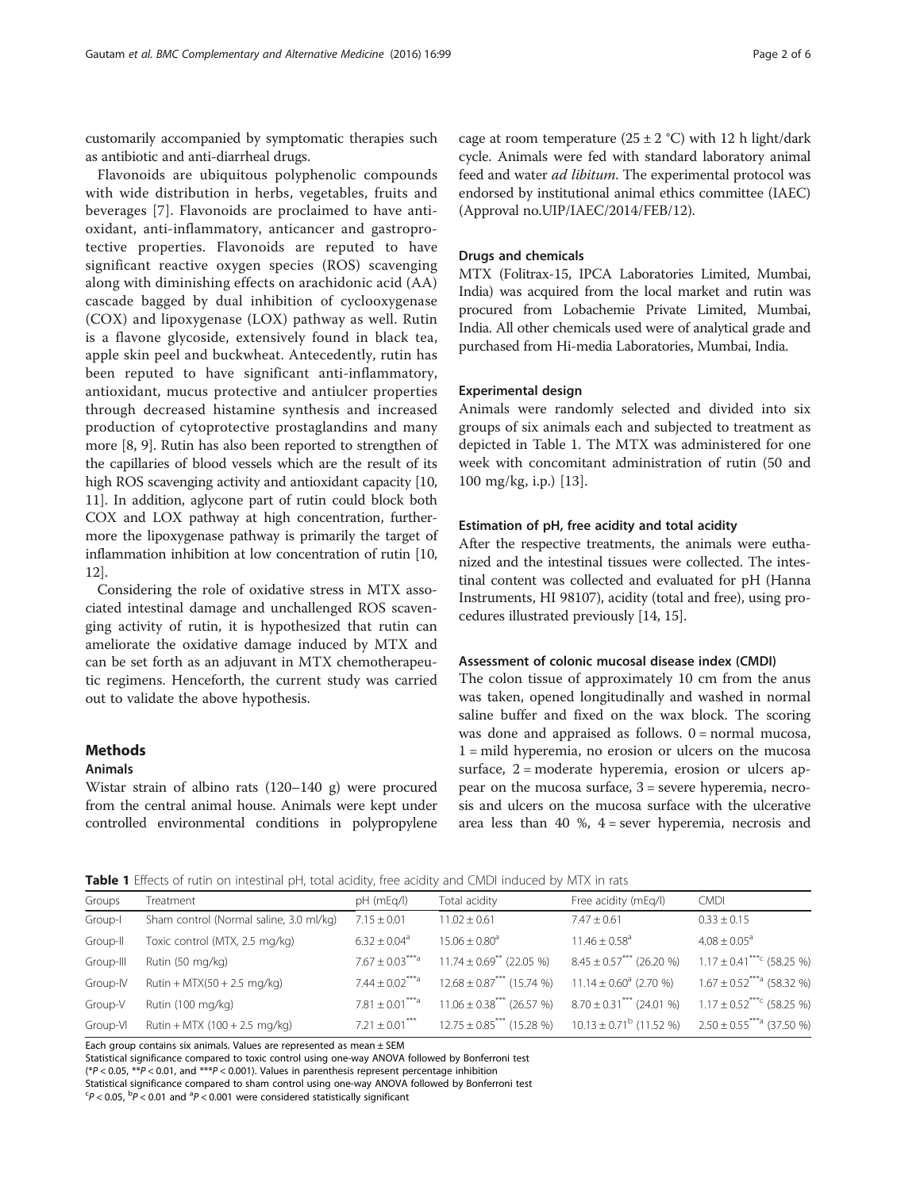customarily accompanied by symptomatic therapies such as antibiotic and anti-diarrheal drugs.

Flavonoids are ubiquitous polyphenolic compounds with wide distribution in herbs, vegetables, fruits and beverages [7]. Flavonoids are proclaimed to have antioxidant, anti-inflammatory, anticancer and gastroprotective properties. Flavonoids are reputed to have significant reactive oxygen species (ROS) scavenging along with diminishing effects on arachidonic acid (AA) cascade bagged by dual inhibition of cyclooxygenase (COX) and lipoxygenase (LOX) pathway as well. Rutin is a flavone glycoside, extensively found in black tea, apple skin peel and buckwheat. Antecedently, rutin has been reputed to have significant anti-inflammatory, antioxidant, mucus protective and antiulcer properties through decreased histamine synthesis and increased production of cytoprotective prostaglandins and many more [8, 9]. Rutin has also been reported to strengthen of the capillaries of blood vessels which are the result of its high ROS scavenging activity and antioxidant capacity [10, 11]. In addition, aglycone part of rutin could block both COX and LOX pathway at high concentration, furthermore the lipoxygenase pathway is primarily the target of inflammation inhibition at low concentration of rutin [10, 12].

Considering the role of oxidative stress in MTX associated intestinal damage and unchallenged ROS scavenging activity of rutin, it is hypothesized that rutin can ameliorate the oxidative damage induced by MTX and can be set forth as an adjuvant in MTX chemotherapeutic regimens. Henceforth, the current study was carried out to validate the above hypothesis.

## Methods

### Animals

Wistar strain of albino rats (120–140 g) were procured from the central animal house. Animals were kept under controlled environmental conditions in polypropylene cage at room temperature (25 ± 2 °C) with 12 h light/dark cycle. Animals were fed with standard laboratory animal feed and water *ad libitum*. The experimental protocol was endorsed by institutional animal ethics committee (IAEC) (Approval no.UIP/IAEC/2014/FEB/12).

### Drugs and chemicals

MTX (Folitrax-15, IPCA Laboratories Limited, Mumbai, India) was acquired from the local market and rutin was procured from Lobachemie Private Limited, Mumbai, India. All other chemicals used were of analytical grade and purchased from Hi-media Laboratories, Mumbai, India.

### Experimental design

Animals were randomly selected and divided into six groups of six animals each and subjected to treatment as depicted in Table 1. The MTX was administered for one week with concomitant administration of rutin (50 and 100 mg/kg, i.p.) [13].

### Estimation of pH, free acidity and total acidity

After the respective treatments, the animals were euthanized and the intestinal tissues were collected. The intestinal content was collected and evaluated for pH (Hanna Instruments, HI 98107), acidity (total and free), using procedures illustrated previously [14, 15].

### Assessment of colonic mucosal disease index (CMDI)

The colon tissue of approximately 10 cm from the anus was taken, opened longitudinally and washed in normal saline buffer and fixed on the wax block. The scoring was done and appraised as follows. 0 = normal mucosa, 1 = mild hyperemia, no erosion or ulcers on the mucosa surface, 2 = moderate hyperemia, erosion or ulcers appear on the mucosa surface, 3 = severe hyperemia, necrosis and ulcers on the mucosa surface with the ulcerative area less than 40 %, 4 = sever hyperemia, necrosis and

**Table 1** Effects of rutin on intestinal pH, total acidity, free acidity and CMDI induced by MTX in rats

| Groups | Treatment | pH (mEq/l) | Total acidity | Free acidity (mEq/l) | CMDI |
|---|---|---|---|---|---|
| Group-I | Sham control (Normal saline, 3.0 ml/kg) | 7.15 ± 0.01 | 11.02 ± 0.61 | 7.47 ± 0.61 | 0.33 ± 0.15 |
| Group-II | Toxic control (MTX, 2.5 mg/kg) | 6.32 ± 0.04$^{a}$ | 15.06 ± 0.80$^{a}$ | 11.46 ± 0.58$^{a}$ | 4.08 ± 0.05$^{a}$ |
| Group-III | Rutin (50 mg/kg) | 7.67 ± 0.03$^{***a}$ | 11.74 ± 0.69$^{**}$ (22.05 %) | 8.45 ± 0.57$^{***}$ (26.20 %) | 1.17 ± 0.41$^{***c}$ (58.25 %) |
| Group-IV | Rutin + MTX(50 + 2.5 mg/kg) | 7.44 ± 0.02$^{***a}$ | 12.68 ± 0.87$^{***}$ (15.74 %) | 11.14 ± 0.60$^{a}$ (2.70 %) | 1.67 ± 0.52$^{***a}$ (58.32 %) |
| Group-V | Rutin (100 mg/kg) | 7.81 ± 0.01$^{***a}$ | 11.06 ± 0.38$^{***}$ (26.57 %) | 8.70 ± 0.31$^{***}$ (24.01 %) | 1.17 ± 0.52$^{***c}$ (58.25 %) |
| Group-VI | Rutin + MTX (100 + 2.5 mg/kg) | 7.21 ± 0.01$^{***}$ | 12.75 ± 0.85$^{***}$ (15.28 %) | 10.13 ± 0.71$^{b}$ (11.52 %) | 2.50 ± 0.55$^{***a}$ (37.50 %) |

Each group contains six animals. Values are represented as mean ± SEM

Statistical significance compared to toxic control using one-way ANOVA followed by Bonferroni test

($*P < 0.05$, $**P < 0.01$, and $***P < 0.001$). Values in parenthesis represent percentage inhibition

Statistical significance compared to sham control using one-way ANOVA followed by Bonferroni test

$^{c}P < 0.05$, $^{b}P < 0.01$ and $^{a}P < 0.001$ were considered statistically significant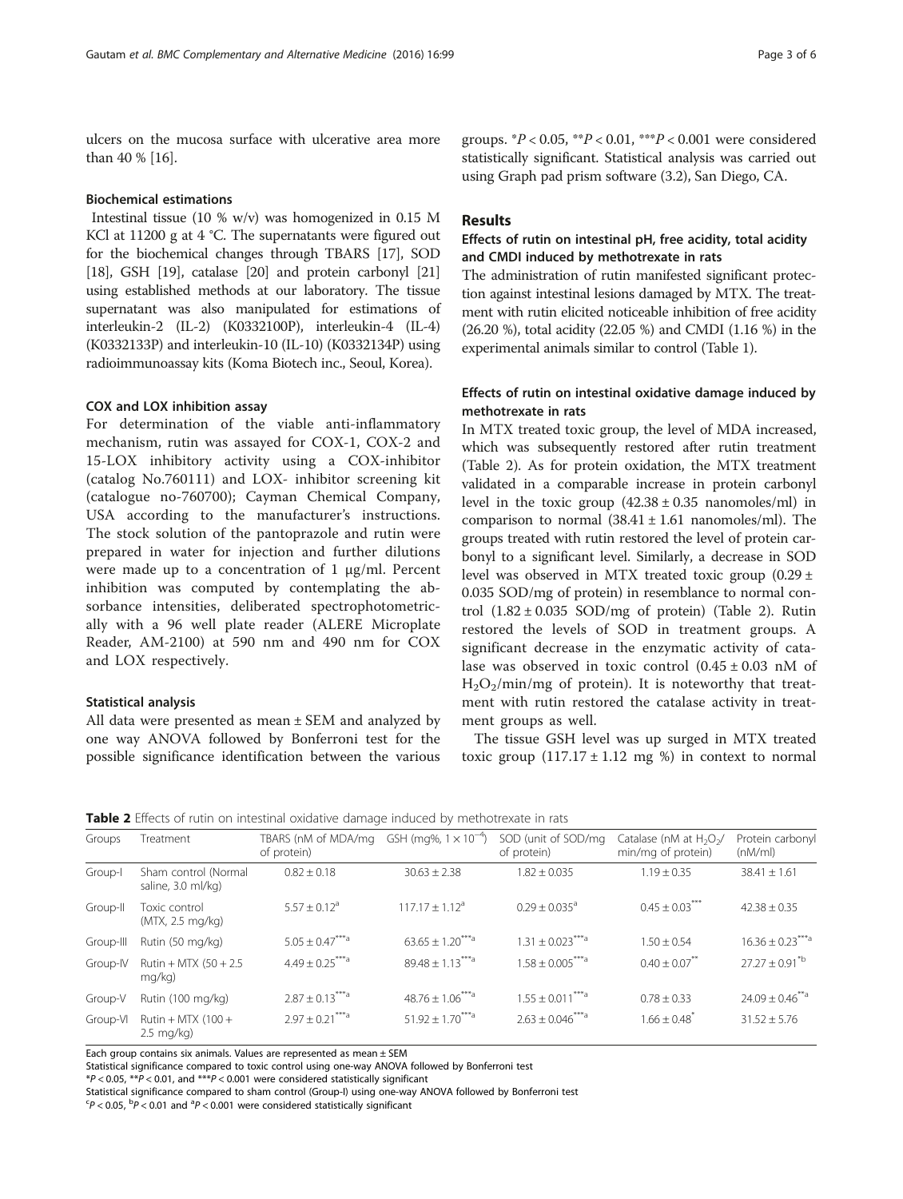ulcers on the mucosa surface with ulcerative area more than 40 % [16].

### Biochemical estimations

Intestinal tissue (10 % w/v) was homogenized in 0.15 M KCl at 11200 g at 4 °C. The supernatants were figured out for the biochemical changes through TBARS [17], SOD [18], GSH [19], catalase [20] and protein carbonyl [21] using established methods at our laboratory. The tissue supernatant was also manipulated for estimations of interleukin-2 (IL-2) (K0332100P), interleukin-4 (IL-4) (K0332133P) and interleukin-10 (IL-10) (K0332134P) using radioimmunoassay kits (Koma Biotech inc., Seoul, Korea).

### COX and LOX inhibition assay

For determination of the viable anti-inflammatory mechanism, rutin was assayed for COX-1, COX-2 and 15-LOX inhibitory activity using a COX-inhibitor (catalog No.760111) and LOX- inhibitor screening kit (catalogue no-760700); Cayman Chemical Company, USA according to the manufacturer's instructions. The stock solution of the pantoprazole and rutin were prepared in water for injection and further dilutions were made up to a concentration of 1 μg/ml. Percent inhibition was computed by contemplating the absorbance intensities, deliberated spectrophotometrically with a 96 well plate reader (ALERE Microplate Reader, AM-2100) at 590 nm and 490 nm for COX and LOX respectively.

### Statistical analysis

All data were presented as mean ± SEM and analyzed by one way ANOVA followed by Bonferroni test for the possible significance identification between the various groups. \*$P < 0.05$, \*\*$P < 0.01$, \*\*\*$P < 0.001$ were considered statistically significant. Statistical analysis was carried out using Graph pad prism software (3.2), San Diego, CA.

## Results

### Effects of rutin on intestinal pH, free acidity, total acidity and CMDI induced by methotrexate in rats

The administration of rutin manifested significant protection against intestinal lesions damaged by MTX. The treatment with rutin elicited noticeable inhibition of free acidity (26.20 %), total acidity (22.05 %) and CMDI (1.16 %) in the experimental animals similar to control (Table 1).

### Effects of rutin on intestinal oxidative damage induced by methotrexate in rats

In MTX treated toxic group, the level of MDA increased, which was subsequently restored after rutin treatment (Table 2). As for protein oxidation, the MTX treatment validated in a comparable increase in protein carbonyl level in the toxic group (42.38 ± 0.35 nanomoles/ml) in comparison to normal (38.41 ± 1.61 nanomoles/ml). The groups treated with rutin restored the level of protein carbonyl to a significant level. Similarly, a decrease in SOD level was observed in MTX treated toxic group (0.29 ± 0.035 SOD/mg of protein) in resemblance to normal control (1.82 ± 0.035 SOD/mg of protein) (Table 2). Rutin restored the levels of SOD in treatment groups. A significant decrease in the enzymatic activity of catalase was observed in toxic control (0.45 ± 0.03 nM of $H_2O_2$/min/mg of protein). It is noteworthy that treatment with rutin restored the catalase activity in treatment groups as well.

The tissue GSH level was up surged in MTX treated toxic group (117.17 ± 1.12 mg %) in context to normal

**Table 2** Effects of rutin on intestinal oxidative damage induced by methotrexate in rats

| Groups | Treatment | TBARS (nM of MDA/mg of protein) | GSH (mg%, $1 \times 10^{-4}$) | SOD (unit of SOD/mg of protein) | Catalase (nM at $H_2O_2$/min/mg of protein) | Protein carbonyl (nM/ml) |
|---|---|---|---|---|---|---|
| Group-I | Sham control (Normal saline, 3.0 ml/kg) | 0.82 ± 0.18 | 30.63 ± 2.38 | 1.82 ± 0.035 | 1.19 ± 0.35 | 38.41 ± 1.61 |
| Group-II | Toxic control (MTX, 2.5 mg/kg) | 5.57 ± 0.12[a] | 117.17 ± 1.12[a] | 0.29 ± 0.035[a] | 0.45 ± 0.03[***] | 42.38 ± 0.35 |
| Group-III | Rutin (50 mg/kg) | 5.05 ± 0.47[***a] | 63.65 ± 1.20[***a] | 1.31 ± 0.023[***a] | 1.50 ± 0.54 | 16.36 ± 0.23[***a] |
| Group-IV | Rutin + MTX (50 + 2.5 mg/kg) | 4.49 ± 0.25[***a] | 89.48 ± 1.13[***a] | 1.58 ± 0.005[***a] | 0.40 ± 0.07[**] | 27.27 ± 0.91[*b] |
| Group-V | Rutin (100 mg/kg) | 2.87 ± 0.13[***a] | 48.76 ± 1.06[***a] | 1.55 ± 0.011[***a] | 0.78 ± 0.33 | 24.09 ± 0.46[**a] |
| Group-VI | Rutin + MTX (100 + 2.5 mg/kg) | 2.97 ± 0.21[***a] | 51.92 ± 1.70[***a] | 2.63 ± 0.046[***a] | 1.66 ± 0.48[*] | 31.52 ± 5.76 |

Each group contains six animals. Values are represented as mean ± SEM

Statistical significance compared to toxic control using one-way ANOVA followed by Bonferroni test

\*$P < 0.05$, \*\*$P < 0.01$, and \*\*\*$P < 0.001$ were considered statistically significant

Statistical significance compared to sham control (Group-I) using one-way ANOVA followed by Bonferroni test

[c]$P < 0.05$, [b]$P < 0.01$ and [a]$P < 0.001$ were considered statistically significant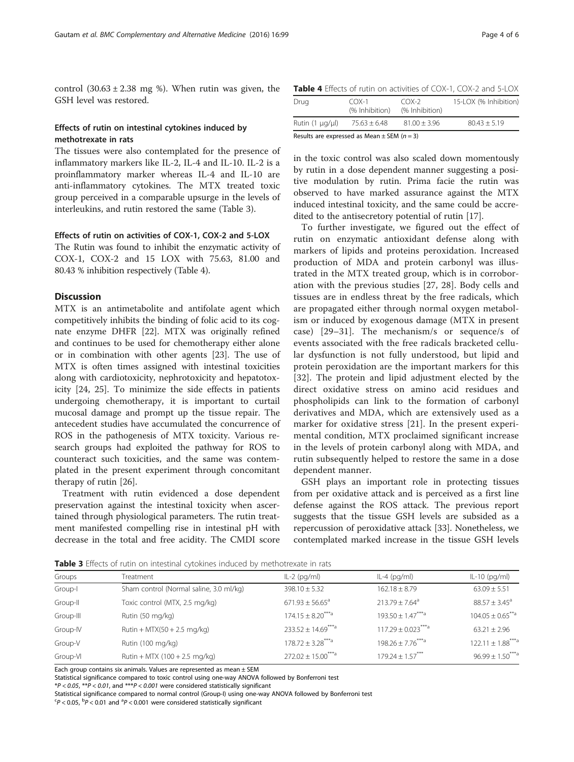control (30.63 ± 2.38 mg %). When rutin was given, the GSH level was restored.

### Effects of rutin on intestinal cytokines induced by methotrexate in rats

The tissues were also contemplated for the presence of inflammatory markers like IL-2, IL-4 and IL-10. IL-2 is a proinflammatory marker whereas IL-4 and IL-10 are anti-inflammatory cytokines. The MTX treated toxic group perceived in a comparable upsurge in the levels of interleukins, and rutin restored the same (Table 3).

### Effects of rutin on activities of COX-1, COX-2 and 5-LOX

The Rutin was found to inhibit the enzymatic activity of COX-1, COX-2 and 15 LOX with 75.63, 81.00 and 80.43 % inhibition respectively (Table 4).

**Table 4** Effects of rutin on activities of COX-1, COX-2 and 5-LOX

| Drug | COX-1 (% Inhibition) | COX-2 (% Inhibition) | 15-LOX (% Inhibition) |
|---|---|---|---|
| Rutin (1 μg/μl) | 75.63 ± 6.48 | 81.00 ± 3.96 | 80.43 ± 5.19 |

Results are expressed as Mean ± SEM ($n = 3$)

## Discussion

MTX is an antimetabolite and antifolate agent which competitively inhibits the binding of folic acid to its cognate enzyme DHFR [22]. MTX was originally refined and continues to be used for chemotherapy either alone or in combination with other agents [23]. The use of MTX is often times assigned with intestinal toxicities along with cardiotoxicity, nephrotoxicity and hepatotoxicity [24, 25]. To minimize the side effects in patients undergoing chemotherapy, it is important to curtail mucosal damage and prompt up the tissue repair. The antecedent studies have accumulated the concurrence of ROS in the pathogenesis of MTX toxicity. Various research groups had exploited the pathway for ROS to counteract such toxicities, and the same was contemplated in the present experiment through concomitant therapy of rutin [26].

Treatment with rutin evidenced a dose dependent preservation against the intestinal toxicity when ascertained through physiological parameters. The rutin treatment manifested compelling rise in intestinal pH with decrease in the total and free acidity. The CMDI score in the toxic control was also scaled down momentously by rutin in a dose dependent manner suggesting a positive modulation by rutin. Prima facie the rutin was observed to have marked assurance against the MTX induced intestinal toxicity, and the same could be accredited to the antisecretory potential of rutin [17].

To further investigate, we figured out the effect of rutin on enzymatic antioxidant defense along with markers of lipids and proteins peroxidation. Increased production of MDA and protein carbonyl was illustrated in the MTX treated group, which is in corroboration with the previous studies [27, 28]. Body cells and tissues are in endless threat by the free radicals, which are propagated either through normal oxygen metabolism or induced by exogenous damage (MTX in present case) [29–31]. The mechanism/s or sequence/s of events associated with the free radicals bracketed cellular dysfunction is not fully understood, but lipid and protein peroxidation are the important markers for this [32]. The protein and lipid adjustment elected by the direct oxidative stress on amino acid residues and phospholipids can link to the formation of carbonyl derivatives and MDA, which are extensively used as a marker for oxidative stress [21]. In the present experimental condition, MTX proclaimed significant increase in the levels of protein carbonyl along with MDA, and rutin subsequently helped to restore the same in a dose dependent manner.

GSH plays an important role in protecting tissues from per oxidative attack and is perceived as a first line defense against the ROS attack. The previous report suggests that the tissue GSH levels are subsided as a repercussion of peroxidative attack [33]. Nonetheless, we contemplated marked increase in the tissue GSH levels

**Table 3** Effects of rutin on intestinal cytokines induced by methotrexate in rats

| Groups | Treatment | IL-2 (pg/ml) | IL-4 (pg/ml) | IL-10 (pg/ml) |
|---|---|---|---|---|
| Group-I | Sham control (Normal saline, 3.0 ml/kg) | 398.10 ± 5.32 | 162.18 ± 8.79 | 63.09 ± 5.51 |
| Group-II | Toxic control (MTX, 2.5 mg/kg) | 671.93 ± 56.65[a] | 213.79 ± 7.64[a] | 88.57 ± 3.45[a] |
| Group-III | Rutin (50 mg/kg) | 174.15 ± 8.20[***a] | 193.50 ± 1.47[***a] | 104.05 ± 0.65[**a] |
| Group-IV | Rutin + MTX(50 + 2.5 mg/kg) | 233.52 ± 14.69[***a] | 117.29 ± 0.023[***a] | 63.21 ± 2.96 |
| Group-V | Rutin (100 mg/kg) | 178.72 ± 3.28[***a] | 198.26 ± 7.76[***a] | 122.11 ± 1.88[***a] |
| Group-VI | Rutin + MTX (100 + 2.5 mg/kg) | 272.02 ± 15.00[***a] | 179.24 ± 1.57[***] | 96.99 ± 1.50[***a] |

Each group contains six animals. Values are represented as mean ± SEM
Statistical significance compared to toxic control using one-way ANOVA followed by Bonferroni test
*$P < 0.05$, **$P < 0.01$, and ***$P < 0.001$ were considered statistically significant
Statistical significance compared to normal control (Group-I) using one-way ANOVA followed by Bonferroni test
[c]$P < 0.05$, [b]$P < 0.01$ and [a]$P < 0.001$ were considered statistically significant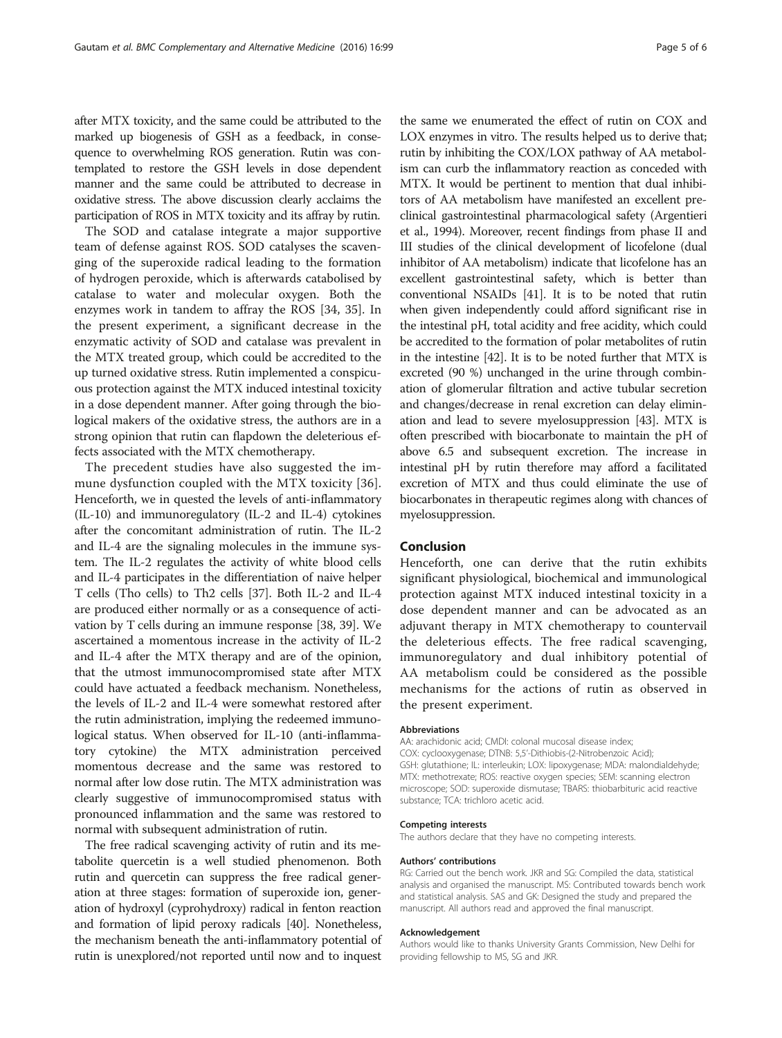after MTX toxicity, and the same could be attributed to the marked up biogenesis of GSH as a feedback, in consequence to overwhelming ROS generation. Rutin was contemplated to restore the GSH levels in dose dependent manner and the same could be attributed to decrease in oxidative stress. The above discussion clearly acclaims the participation of ROS in MTX toxicity and its affray by rutin.

The SOD and catalase integrate a major supportive team of defense against ROS. SOD catalyses the scavenging of the superoxide radical leading to the formation of hydrogen peroxide, which is afterwards catabolised by catalase to water and molecular oxygen. Both the enzymes work in tandem to affray the ROS [34, 35]. In the present experiment, a significant decrease in the enzymatic activity of SOD and catalase was prevalent in the MTX treated group, which could be accredited to the up turned oxidative stress. Rutin implemented a conspicuous protection against the MTX induced intestinal toxicity in a dose dependent manner. After going through the biological makers of the oxidative stress, the authors are in a strong opinion that rutin can flapdown the deleterious effects associated with the MTX chemotherapy.

The precedent studies have also suggested the immune dysfunction coupled with the MTX toxicity [36]. Henceforth, we in quested the levels of anti-inflammatory (IL-10) and immunoregulatory (IL-2 and IL-4) cytokines after the concomitant administration of rutin. The IL-2 and IL-4 are the signaling molecules in the immune system. The IL-2 regulates the activity of white blood cells and IL-4 participates in the differentiation of naive helper T cells (Tho cells) to Th2 cells [37]. Both IL-2 and IL-4 are produced either normally or as a consequence of activation by T cells during an immune response [38, 39]. We ascertained a momentous increase in the activity of IL-2 and IL-4 after the MTX therapy and are of the opinion, that the utmost immunocompromised state after MTX could have actuated a feedback mechanism. Nonetheless, the levels of IL-2 and IL-4 were somewhat restored after the rutin administration, implying the redeemed immunological status. When observed for IL-10 (anti-inflammatory cytokine) the MTX administration perceived momentous decrease and the same was restored to normal after low dose rutin. The MTX administration was clearly suggestive of immunocompromised status with pronounced inflammation and the same was restored to normal with subsequent administration of rutin.

The free radical scavenging activity of rutin and its metabolite quercetin is a well studied phenomenon. Both rutin and quercetin can suppress the free radical generation at three stages: formation of superoxide ion, generation of hydroxyl (cyprohydroxy) radical in fenton reaction and formation of lipid peroxy radicals [40]. Nonetheless, the mechanism beneath the anti-inflammatory potential of rutin is unexplored/not reported until now and to inquest the same we enumerated the effect of rutin on COX and LOX enzymes in vitro. The results helped us to derive that; rutin by inhibiting the COX/LOX pathway of AA metabolism can curb the inflammatory reaction as conceded with MTX. It would be pertinent to mention that dual inhibitors of AA metabolism have manifested an excellent preclinical gastrointestinal pharmacological safety (Argentieri et al., 1994). Moreover, recent findings from phase II and III studies of the clinical development of licofelone (dual inhibitor of AA metabolism) indicate that licofelone has an excellent gastrointestinal safety, which is better than conventional NSAIDs [41]. It is to be noted that rutin when given independently could afford significant rise in the intestinal pH, total acidity and free acidity, which could be accredited to the formation of polar metabolites of rutin in the intestine [42]. It is to be noted further that MTX is excreted (90 %) unchanged in the urine through combination of glomerular filtration and active tubular secretion and changes/decrease in renal excretion can delay elimination and lead to severe myelosuppression [43]. MTX is often prescribed with biocarbonate to maintain the pH of above 6.5 and subsequent excretion. The increase in intestinal pH by rutin therefore may afford a facilitated excretion of MTX and thus could eliminate the use of biocarbonates in therapeutic regimes along with chances of myelosuppression.

## Conclusion

Henceforth, one can derive that the rutin exhibits significant physiological, biochemical and immunological protection against MTX induced intestinal toxicity in a dose dependent manner and can be advocated as an adjuvant therapy in MTX chemotherapy to countervail the deleterious effects. The free radical scavenging, immunoregulatory and dual inhibitory potential of AA metabolism could be considered as the possible mechanisms for the actions of rutin as observed in the present experiment.

#### Abbreviations

AA: arachidonic acid; CMDI: colonal mucosal disease index; COX: cyclooxygenase; DTNB: 5,5'-Dithiobis-(2-Nitrobenzoic Acid); GSH: glutathione; IL: interleukin; LOX: lipoxygenase; MDA: malondialdehyde; MTX: methotrexate; ROS: reactive oxygen species; SEM: scanning electron microscope; SOD: superoxide dismutase; TBARS: thiobarbituric acid reactive substance; TCA: trichloro acetic acid.

#### Competing interests

The authors declare that they have no competing interests.

#### Authors' contributions

RG: Carried out the bench work. JKR and SG: Compiled the data, statistical analysis and organised the manuscript. MS: Contributed towards bench work and statistical analysis. SAS and GK: Designed the study and prepared the manuscript. All authors read and approved the final manuscript.

#### Acknowledgement

Authors would like to thanks University Grants Commission, New Delhi for providing fellowship to MS, SG and JKR.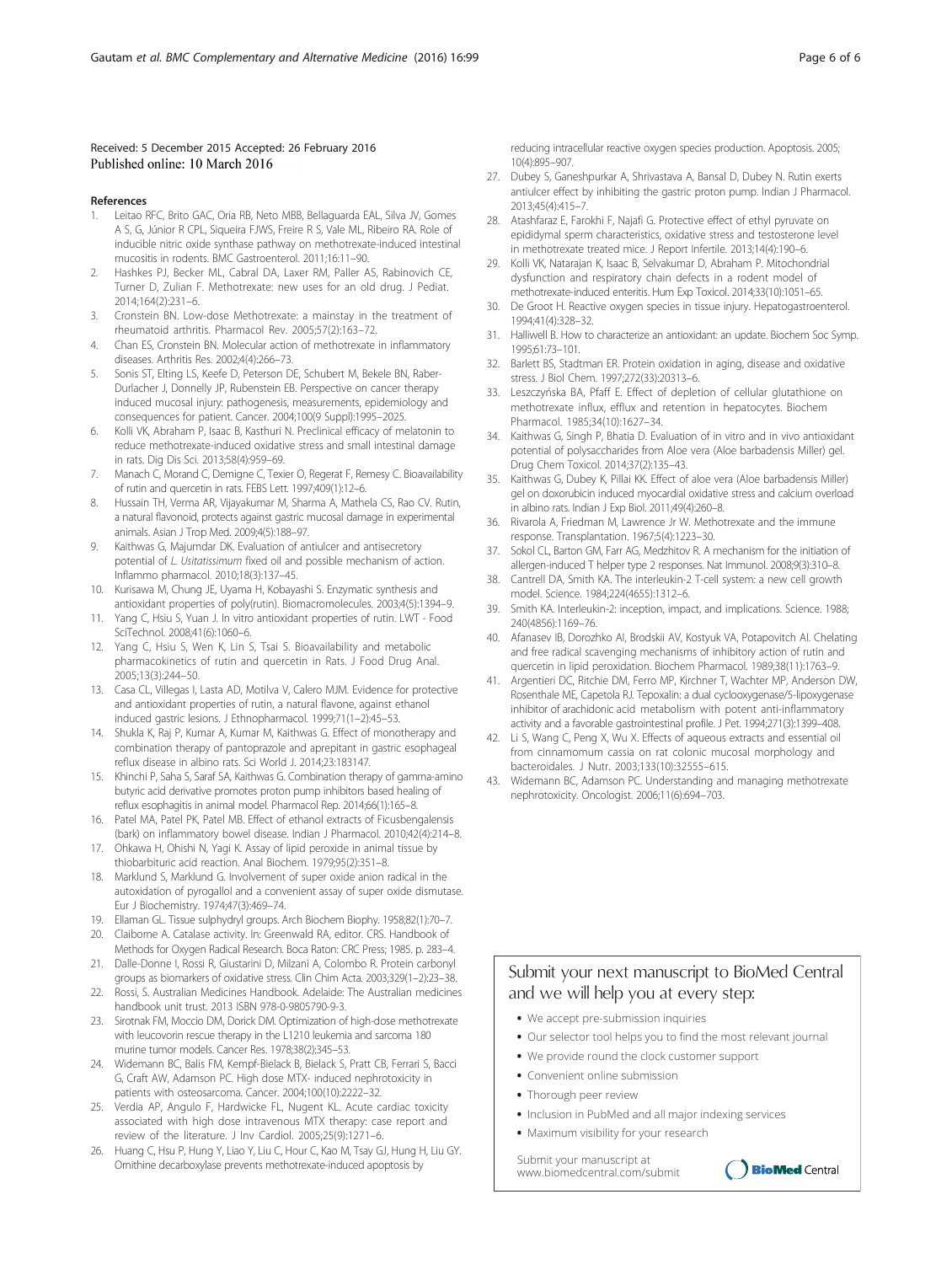Received: 5 December 2015 Accepted: 26 February 2016
Published online: 10 March 2016

## References

1. Leitao RFC, Brito GAC, Oria RB, Neto MBB, Bellaguarda EAL, Silva JV, Gomes A S, G, Júnior R CPL, Siqueira FJWS, Freire R S, Vale ML, Ribeiro RA. Role of inducible nitric oxide synthase pathway on methotrexate-induced intestinal mucositis in rodents. BMC Gastroenterol. 2011;16:11–90.
2. Hashkes PJ, Becker ML, Cabral DA, Laxer RM, Paller AS, Rabinovich CE, Turner D, Zulian F. Methotrexate: new uses for an old drug. J Pediat. 2014;164(2):231–6.
3. Cronstein BN. Low-dose Methotrexate: a mainstay in the treatment of rheumatoid arthritis. Pharmacol Rev. 2005;57(2):163–72.
4. Chan ES, Cronstein BN. Molecular action of methotrexate in inflammatory diseases. Arthritis Res. 2002;4(4):266–73.
5. Sonis ST, Elting LS, Keefe D, Peterson DE, Schubert M, Bekele BN, Raber-Durlacher J, Donnelly JP, Rubenstein EB. Perspective on cancer therapy induced mucosal injury: pathogenesis, measurements, epidemiology and consequences for patient. Cancer. 2004;100(9 Suppl):1995–2025.
6. Kolli VK, Abraham P, Isaac B, Kasthuri N. Preclinical efficacy of melatonin to reduce methotrexate-induced oxidative stress and small intestinal damage in rats. Dig Dis Sci. 2013;58(4):959–69.
7. Manach C, Morand C, Demigne C, Texier O, Regerat F, Remesy C. Bioavailability of rutin and quercetin in rats. FEBS Lett. 1997;409(1):12–6.
8. Hussain TH, Verma AR, Vijayakumar M, Sharma A, Mathela CS, Rao CV. Rutin, a natural flavonoid, protects against gastric mucosal damage in experimental animals. Asian J Trop Med. 2009;4(5):188–97.
9. Kaithwas G, Majumdar DK. Evaluation of antiulcer and antisecretory potential of *L. Usitatissimum* fixed oil and possible mechanism of action. Inflammo pharmacol. 2010;18(3):137–45.
10. Kurisawa M, Chung JE, Uyama H, Kobayashi S. Enzymatic synthesis and antioxidant properties of poly(rutin). Biomacromolecules. 2003;4(5):1394–9.
11. Yang C, Hsiu S, Yuan J. In vitro antioxidant properties of rutin. LWT - Food SciTechnol. 2008;41(6):1060–6.
12. Yang C, Hsiu S, Wen K, Lin S, Tsai S. Bioavailability and metabolic pharmacokinetics of rutin and quercetin in Rats. J Food Drug Anal. 2005;13(3):244–50.
13. Casa CL, Villegas I, Lasta AD, Motilva V, Calero MJM. Evidence for protective and antioxidant properties of rutin, a natural flavone, against ethanol induced gastric lesions. J Ethnopharmacol. 1999;71(1–2):45–53.
14. Shukla K, Raj P, Kumar A, Kumar M, Kaithwas G. Effect of monotherapy and combination therapy of pantoprazole and aprepitant in gastric esophageal reflux disease in albino rats. Sci World J. 2014;23:183147.
15. Khinchi P, Saha S, Saraf SA, Kaithwas G. Combination therapy of gamma-amino butyric acid derivative promotes proton pump inhibitors based healing of reflux esophagitis in animal model. Pharmacol Rep. 2014;66(1):165–8.
16. Patel MA, Patel PK, Patel MB. Effect of ethanol extracts of Ficusbengalensis (bark) on inflammatory bowel disease. Indian J Pharmacol. 2010;42(4):214–8.
17. Ohkawa H, Ohishi N, Yagi K. Assay of lipid peroxide in animal tissue by thiobarbituric acid reaction. Anal Biochem. 1979;95(2):351–8.
18. Marklund S, Marklund G. Involvement of super oxide anion radical in the autoxidation of pyrogallol and a convenient assay of super oxide dismutase. Eur J Biochemistry. 1974;47(3):469–74.
19. Ellaman GL. Tissue sulphydryl groups. Arch Biochem Biophy. 1958;82(1):70–7.
20. Claiborne A. Catalase activity. In: Greenwald RA, editor. CRS. Handbook of Methods for Oxygen Radical Research. Boca Raton: CRC Press; 1985. p. 283–4.
21. Dalle-Donne I, Rossi R, Giustarini D, Milzani A, Colombo R. Protein carbonyl groups as biomarkers of oxidative stress. Clin Chim Acta. 2003;329(1–2):23–38.
22. Rossi, S. Australian Medicines Handbook. Adelaide: The Australian medicines handbook unit trust. 2013 ISBN 978-0-9805790-9-3.
23. Sirotnak FM, Moccio DM, Dorick DM. Optimization of high-dose methotrexate with leucovorin rescue therapy in the L1210 leukemia and sarcoma 180 murine tumor models. Cancer Res. 1978;38(2):345–53.
24. Widemann BC, Balis FM, Kempf-Bielack B, Bielack S, Pratt CB, Ferrari S, Bacci G, Craft AW, Adamson PC. High dose MTX- induced nephrotoxicity in patients with osteosarcoma. Cancer. 2004;100(10):2222–32.
25. Verdia AP, Angulo F, Hardwicke FL, Nugent KL. Acute cardiac toxicity associated with high dose intravenous MTX therapy: case report and review of the literature. J Inv Cardiol. 2005;25(9):1271–6.
26. Huang C, Hsu P, Hung Y, Liao Y, Liu C, Hour C, Kao M, Tsay GJ, Hung H, Liu GY. Ornithine decarboxylase prevents methotrexate-induced apoptosis by reducing intracellular reactive oxygen species production. Apoptosis. 2005;10(4):895–907.
27. Dubey S, Ganeshpurkar A, Shrivastava A, Bansal D, Dubey N. Rutin exerts antiulcer effect by inhibiting the gastric proton pump. Indian J Pharmacol. 2013;45(4):415–7.
28. Atashfaraz E, Farokhi F, Najafi G. Protective effect of ethyl pyruvate on epididymal sperm characteristics, oxidative stress and testosterone level in methotrexate treated mice. J Report Infertile. 2013;14(4):190–6.
29. Kolli VK, Natarajan K, Isaac B, Selvakumar D, Abraham P. Mitochondrial dysfunction and respiratory chain defects in a rodent model of methotrexate-induced enteritis. Hum Exp Toxicol. 2014;33(10):1051–65.
30. De Groot H. Reactive oxygen species in tissue injury. Hepatogastroenterol. 1994;41(4):328–32.
31. Halliwell B. How to characterize an antioxidant: an update. Biochem Soc Symp. 1995;61:73–101.
32. Barlett BS, Stadtman ER. Protein oxidation in aging, disease and oxidative stress. J Biol Chem. 1997;272(33):20313–6.
33. Leszczyńska BA, Pfaff E. Effect of depletion of cellular glutathione on methotrexate influx, efflux and retention in hepatocytes. Biochem Pharmacol. 1985;34(10):1627–34.
34. Kaithwas G, Singh P, Bhatia D. Evaluation of in vitro and in vivo antioxidant potential of polysaccharides from Aloe vera (Aloe barbadensis Miller) gel. Drug Chem Toxicol. 2014;37(2):135–43.
35. Kaithwas G, Dubey K, Pillai KK. Effect of aloe vera (Aloe barbadensis Miller) gel on doxorubicin induced myocardial oxidative stress and calcium overload in albino rats. Indian J Exp Biol. 2011;49(4):260–8.
36. Rivarola A, Friedman M, Lawrence Jr W. Methotrexate and the immune response. Transplantation. 1967;5(4):1223–30.
37. Sokol CL, Barton GM, Farr AG, Medzhitov R. A mechanism for the initiation of allergen-induced T helper type 2 responses. Nat Immunol. 2008;9(3):310–8.
38. Cantrell DA, Smith KA. The interleukin-2 T-cell system: a new cell growth model. Science. 1984;224(4655):1312–6.
39. Smith KA. Interleukin-2: inception, impact, and implications. Science. 1988;240(4856):1169–76.
40. Afanasev IB, Dorozhko AI, Brodskii AV, Kostyuk VA, Potapovitch AI. Chelating and free radical scavenging mechanisms of inhibitory action of rutin and quercetin in lipid peroxidation. Biochem Pharmacol. 1989;38(11):1763–9.
41. Argentieri DC, Ritchie DM, Ferro MP, Kirchner T, Wachter MP, Anderson DW, Rosenthale ME, Capetola RJ. Tepoxalin: a dual cyclooxygenase/5-lipoxygenase inhibitor of arachidonic acid metabolism with potent anti-inflammatory activity and a favorable gastrointestinal profile. J Pet. 1994;271(3):1399–408.
42. Li S, Wang C, Peng X, Wu X. Effects of aqueous extracts and essential oil from cinnamomum cassia on rat colonic mucosal morphology and bacteroidales. J Nutr. 2003;133(10):32555–615.
43. Widemann BC, Adamson PC. Understanding and managing methotrexate nephrotoxicity. Oncologist. 2006;11(6):694–703.

Submit your next manuscript to BioMed Central and we will help you at every step:

- We accept pre-submission inquiries
- Our selector tool helps you to find the most relevant journal
- We provide round the clock customer support
- Convenient online submission
- Thorough peer review
- Inclusion in PubMed and all major indexing services
- Maximum visibility for your research

Submit your manuscript at
www.biomedcentral.com/submit

BioMed Central